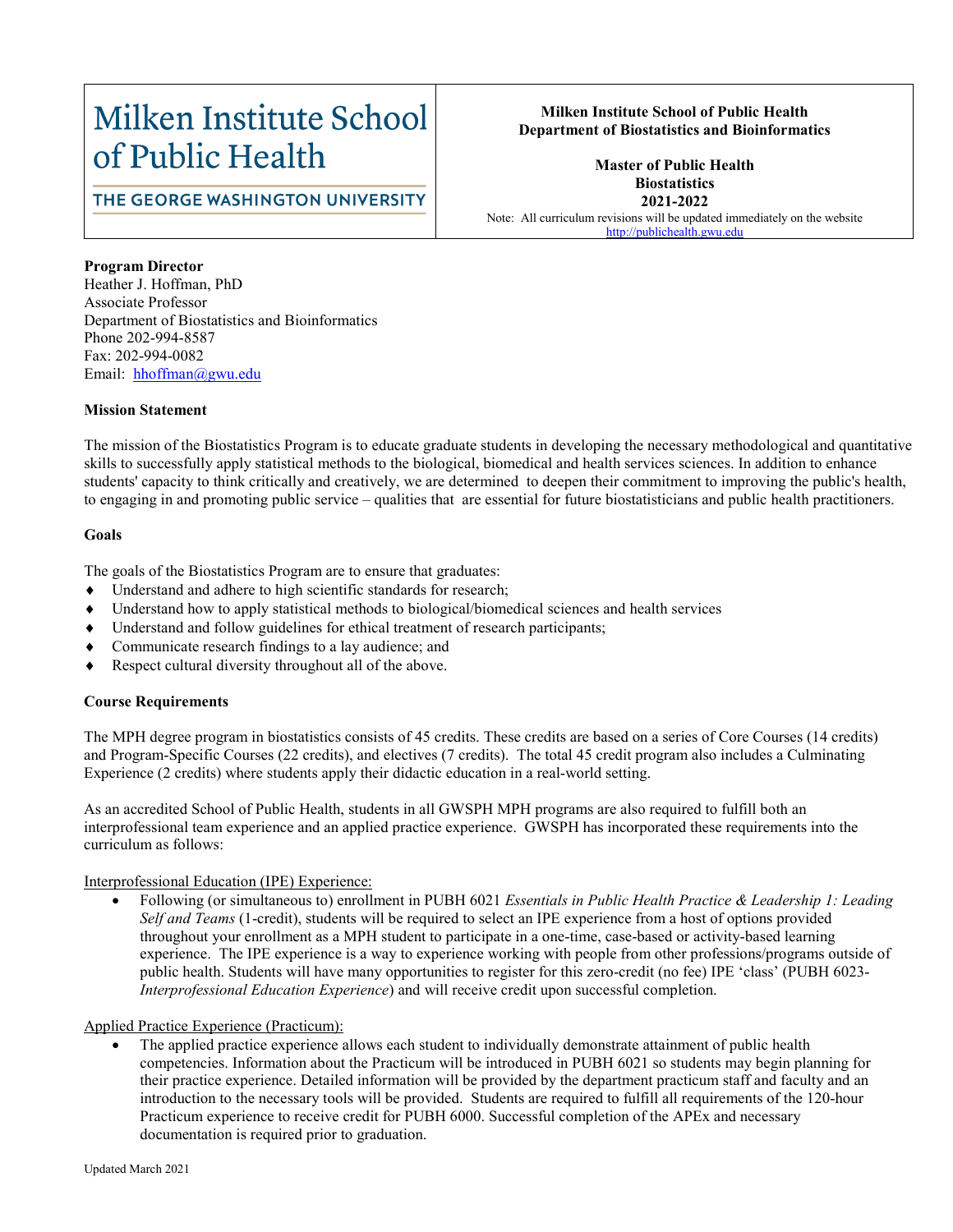Milken Institute School of Public Health

THE GEORGE WASHINGTON UNIVERSITY

**Milken Institute School of Public Health**
**Department of Biostatistics and Bioinformatics**

**Master of Public Health**
**Biostatistics**
**2021-2022**

Note: All curriculum revisions will be updated immediately on the website http://publichealth.gwu.edu

**Program Director**
Heather J. Hoffman, PhD
Associate Professor
Department of Biostatistics and Bioinformatics
Phone 202-994-8587
Fax: 202-994-0082
Email: hhoffman@gwu.edu

**Mission Statement**

The mission of the Biostatistics Program is to educate graduate students in developing the necessary methodological and quantitative skills to successfully apply statistical methods to the biological, biomedical and health services sciences. In addition to enhance students' capacity to think critically and creatively, we are determined to deepen their commitment to improving the public's health, to engaging in and promoting public service – qualities that are essential for future biostatisticians and public health practitioners.

**Goals**

The goals of the Biostatistics Program are to ensure that graduates:

- Understand and adhere to high scientific standards for research;
- Understand how to apply statistical methods to biological/biomedical sciences and health services
- Understand and follow guidelines for ethical treatment of research participants;
- Communicate research findings to a lay audience; and
- Respect cultural diversity throughout all of the above.

**Course Requirements**

The MPH degree program in biostatistics consists of 45 credits. These credits are based on a series of Core Courses (14 credits) and Program-Specific Courses (22 credits), and electives (7 credits). The total 45 credit program also includes a Culminating Experience (2 credits) where students apply their didactic education in a real-world setting.

As an accredited School of Public Health, students in all GWSPH MPH programs are also required to fulfill both an interprofessional team experience and an applied practice experience. GWSPH has incorporated these requirements into the curriculum as follows:

Interprofessional Education (IPE) Experience:

- Following (or simultaneous to) enrollment in PUBH 6021 *Essentials in Public Health Practice & Leadership 1: Leading Self and Teams* (1-credit), students will be required to select an IPE experience from a host of options provided throughout your enrollment as a MPH student to participate in a one-time, case-based or activity-based learning experience. The IPE experience is a way to experience working with people from other professions/programs outside of public health. Students will have many opportunities to register for this zero-credit (no fee) IPE 'class' (PUBH 6023- *Interprofessional Education Experience*) and will receive credit upon successful completion.

Applied Practice Experience (Practicum):

- The applied practice experience allows each student to individually demonstrate attainment of public health competencies. Information about the Practicum will be introduced in PUBH 6021 so students may begin planning for their practice experience. Detailed information will be provided by the department practicum staff and faculty and an introduction to the necessary tools will be provided. Students are required to fulfill all requirements of the 120-hour Practicum experience to receive credit for PUBH 6000. Successful completion of the APEx and necessary documentation is required prior to graduation.

Updated March 2021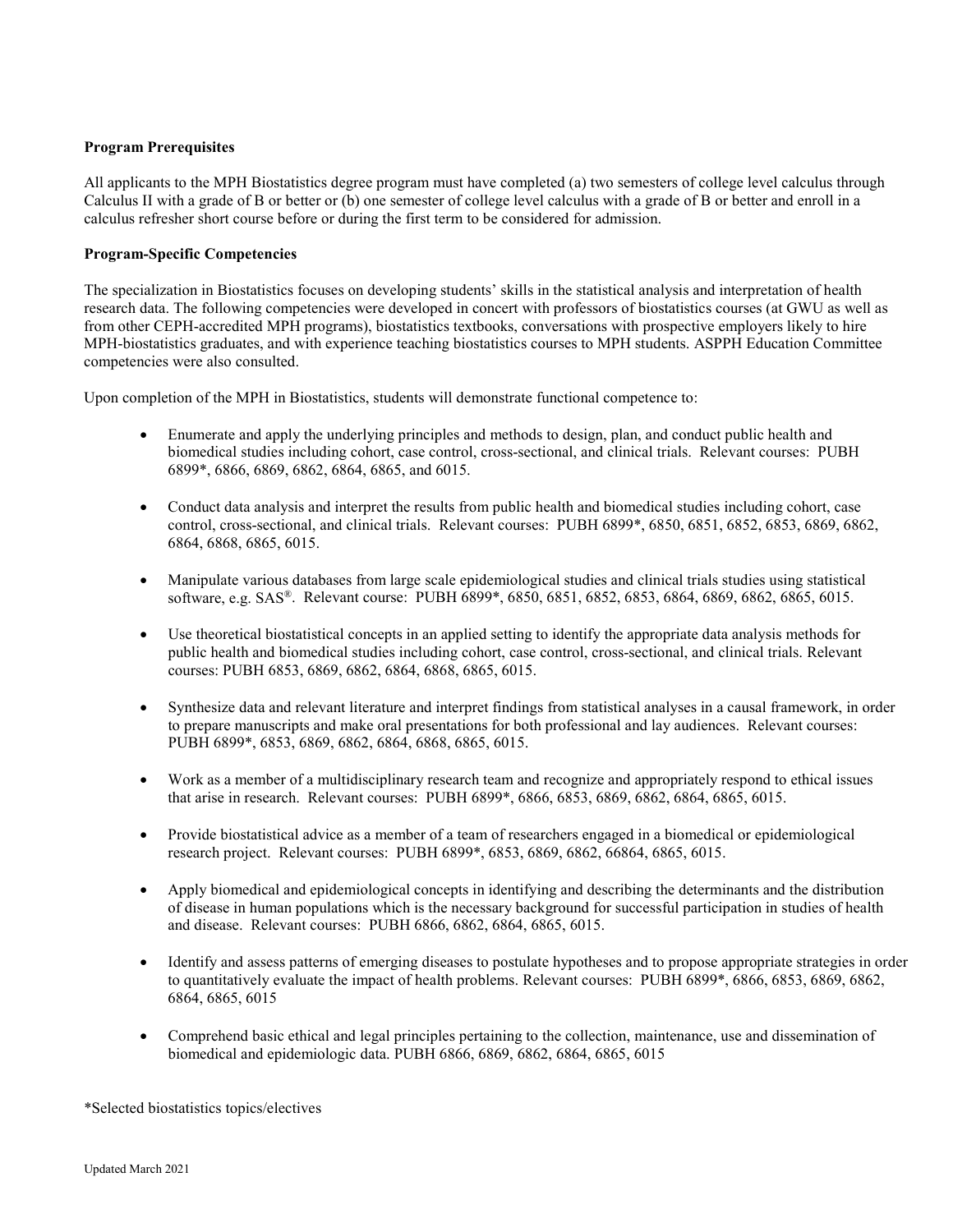**Program Prerequisites**

All applicants to the MPH Biostatistics degree program must have completed (a) two semesters of college level calculus through Calculus II with a grade of B or better or (b) one semester of college level calculus with a grade of B or better and enroll in a calculus refresher short course before or during the first term to be considered for admission.

**Program-Specific Competencies**

The specialization in Biostatistics focuses on developing students' skills in the statistical analysis and interpretation of health research data. The following competencies were developed in concert with professors of biostatistics courses (at GWU as well as from other CEPH-accredited MPH programs), biostatistics textbooks, conversations with prospective employers likely to hire MPH-biostatistics graduates, and with experience teaching biostatistics courses to MPH students. ASPPH Education Committee competencies were also consulted.

Upon completion of the MPH in Biostatistics, students will demonstrate functional competence to:

- Enumerate and apply the underlying principles and methods to design, plan, and conduct public health and biomedical studies including cohort, case control, cross-sectional, and clinical trials. Relevant courses: PUBH 6899*, 6866, 6869, 6862, 6864, 6865, and 6015.
- Conduct data analysis and interpret the results from public health and biomedical studies including cohort, case control, cross-sectional, and clinical trials. Relevant courses: PUBH 6899*, 6850, 6851, 6852, 6853, 6869, 6862, 6864, 6868, 6865, 6015.
- Manipulate various databases from large scale epidemiological studies and clinical trials studies using statistical software, e.g. SAS®. Relevant course: PUBH 6899*, 6850, 6851, 6852, 6853, 6864, 6869, 6862, 6865, 6015.
- Use theoretical biostatistical concepts in an applied setting to identify the appropriate data analysis methods for public health and biomedical studies including cohort, case control, cross-sectional, and clinical trials. Relevant courses: PUBH 6853, 6869, 6862, 6864, 6868, 6865, 6015.
- Synthesize data and relevant literature and interpret findings from statistical analyses in a causal framework, in order to prepare manuscripts and make oral presentations for both professional and lay audiences. Relevant courses: PUBH 6899*, 6853, 6869, 6862, 6864, 6868, 6865, 6015.
- Work as a member of a multidisciplinary research team and recognize and appropriately respond to ethical issues that arise in research. Relevant courses: PUBH 6899*, 6866, 6853, 6869, 6862, 6864, 6865, 6015.
- Provide biostatistical advice as a member of a team of researchers engaged in a biomedical or epidemiological research project. Relevant courses: PUBH 6899*, 6853, 6869, 6862, 66864, 6865, 6015.
- Apply biomedical and epidemiological concepts in identifying and describing the determinants and the distribution of disease in human populations which is the necessary background for successful participation in studies of health and disease. Relevant courses: PUBH 6866, 6862, 6864, 6865, 6015.
- Identify and assess patterns of emerging diseases to postulate hypotheses and to propose appropriate strategies in order to quantitatively evaluate the impact of health problems. Relevant courses: PUBH 6899*, 6866, 6853, 6869, 6862, 6864, 6865, 6015
- Comprehend basic ethical and legal principles pertaining to the collection, maintenance, use and dissemination of biomedical and epidemiologic data. PUBH 6866, 6869, 6862, 6864, 6865, 6015

*Selected biostatistics topics/electives

Updated March 2021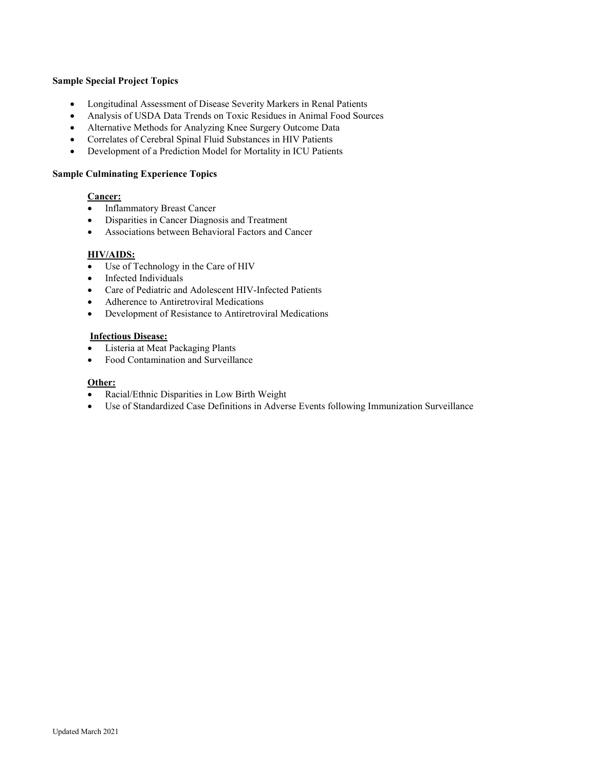**Sample Special Project Topics**

- Longitudinal Assessment of Disease Severity Markers in Renal Patients
- Analysis of USDA Data Trends on Toxic Residues in Animal Food Sources
- Alternative Methods for Analyzing Knee Surgery Outcome Data
- Correlates of Cerebral Spinal Fluid Substances in HIV Patients
- Development of a Prediction Model for Mortality in ICU Patients

**Sample Culminating Experience Topics**

**Cancer:**

- Inflammatory Breast Cancer
- Disparities in Cancer Diagnosis and Treatment
- Associations between Behavioral Factors and Cancer

**HIV/AIDS:**

- Use of Technology in the Care of HIV
- Infected Individuals
- Care of Pediatric and Adolescent HIV-Infected Patients
- Adherence to Antiretroviral Medications
- Development of Resistance to Antiretroviral Medications

**Infectious Disease:**

- Listeria at Meat Packaging Plants
- Food Contamination and Surveillance

**Other:**

- Racial/Ethnic Disparities in Low Birth Weight
- Use of Standardized Case Definitions in Adverse Events following Immunization Surveillance

Updated March 2021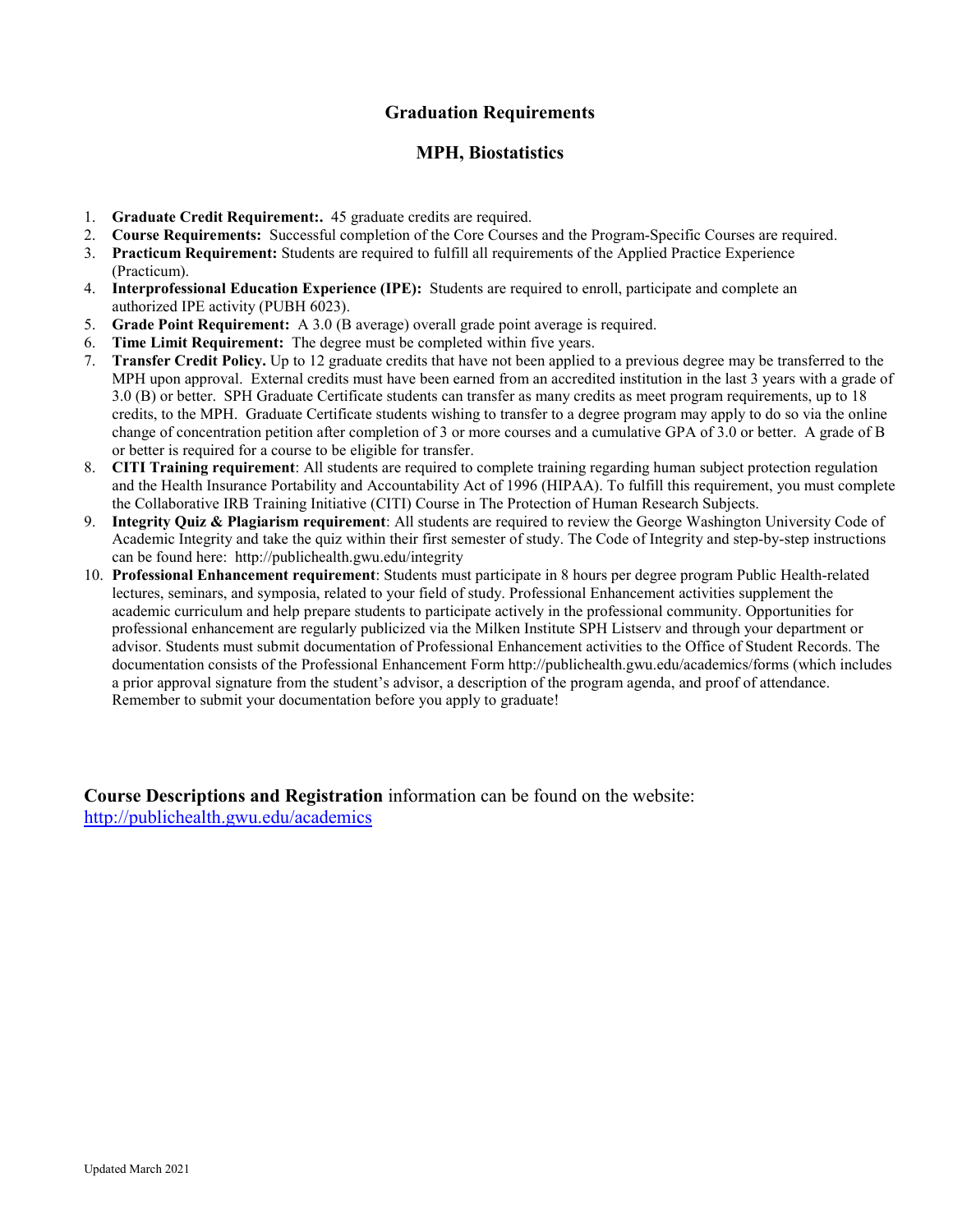## Graduation Requirements

## MPH, Biostatistics

1. **Graduate Credit Requirement:.** 45 graduate credits are required.
2. **Course Requirements:** Successful completion of the Core Courses and the Program-Specific Courses are required.
3. **Practicum Requirement:** Students are required to fulfill all requirements of the Applied Practice Experience (Practicum).
4. **Interprofessional Education Experience (IPE):** Students are required to enroll, participate and complete an authorized IPE activity (PUBH 6023).
5. **Grade Point Requirement:** A 3.0 (B average) overall grade point average is required.
6. **Time Limit Requirement:** The degree must be completed within five years.
7. **Transfer Credit Policy.** Up to 12 graduate credits that have not been applied to a previous degree may be transferred to the MPH upon approval. External credits must have been earned from an accredited institution in the last 3 years with a grade of 3.0 (B) or better. SPH Graduate Certificate students can transfer as many credits as meet program requirements, up to 18 credits, to the MPH. Graduate Certificate students wishing to transfer to a degree program may apply to do so via the online change of concentration petition after completion of 3 or more courses and a cumulative GPA of 3.0 or better. A grade of B or better is required for a course to be eligible for transfer.
8. **CITI Training requirement**: All students are required to complete training regarding human subject protection regulation and the Health Insurance Portability and Accountability Act of 1996 (HIPAA). To fulfill this requirement, you must complete the Collaborative IRB Training Initiative (CITI) Course in The Protection of Human Research Subjects.
9. **Integrity Quiz & Plagiarism requirement**: All students are required to review the George Washington University Code of Academic Integrity and take the quiz within their first semester of study. The Code of Integrity and step-by-step instructions can be found here: http://publichealth.gwu.edu/integrity
10. **Professional Enhancement requirement**: Students must participate in 8 hours per degree program Public Health-related lectures, seminars, and symposia, related to your field of study. Professional Enhancement activities supplement the academic curriculum and help prepare students to participate actively in the professional community. Opportunities for professional enhancement are regularly publicized via the Milken Institute SPH Listserv and through your department or advisor. Students must submit documentation of Professional Enhancement activities to the Office of Student Records. The documentation consists of the Professional Enhancement Form http://publichealth.gwu.edu/academics/forms (which includes a prior approval signature from the student's advisor, a description of the program agenda, and proof of attendance. Remember to submit your documentation before you apply to graduate!

**Course Descriptions and Registration** information can be found on the website: http://publichealth.gwu.edu/academics

Updated March 2021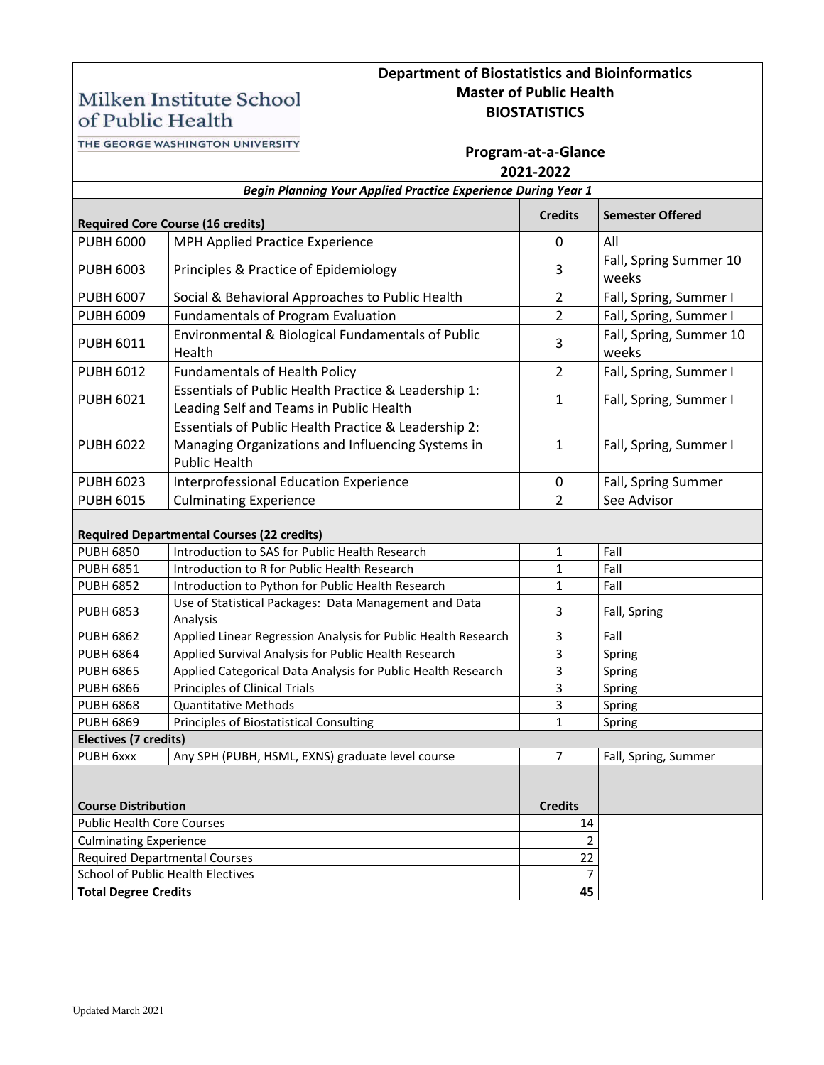Milken Institute School of Public Health

THE GEORGE WASHINGTON UNIVERSITY

# Department of Biostatistics and Bioinformatics
# Master of Public Health
# BIOSTATISTICS

## Program-at-a-Glance
## 2021-2022

***Begin Planning Your Applied Practice Experience During Year 1***

| **Required Core Course (16 credits)** | | **Credits** | **Semester Offered** |
|---|---|---|---|
| PUBH 6000 | MPH Applied Practice Experience | 0 | All |
| PUBH 6003 | Principles & Practice of Epidemiology | 3 | Fall, Spring Summer 10 weeks |
| PUBH 6007 | Social & Behavioral Approaches to Public Health | 2 | Fall, Spring, Summer I |
| PUBH 6009 | Fundamentals of Program Evaluation | 2 | Fall, Spring, Summer I |
| PUBH 6011 | Environmental & Biological Fundamentals of Public Health | 3 | Fall, Spring, Summer 10 weeks |
| PUBH 6012 | Fundamentals of Health Policy | 2 | Fall, Spring, Summer I |
| PUBH 6021 | Essentials of Public Health Practice & Leadership 1: Leading Self and Teams in Public Health | 1 | Fall, Spring, Summer I |
| PUBH 6022 | Essentials of Public Health Practice & Leadership 2: Managing Organizations and Influencing Systems in Public Health | 1 | Fall, Spring, Summer I |
| PUBH 6023 | Interprofessional Education Experience | 0 | Fall, Spring Summer |
| PUBH 6015 | Culminating Experience | 2 | See Advisor |
| **Required Departmental Courses (22 credits)** | | | |
| PUBH 6850 | Introduction to SAS for Public Health Research | 1 | Fall |
| PUBH 6851 | Introduction to R for Public Health Research | 1 | Fall |
| PUBH 6852 | Introduction to Python for Public Health Research | 1 | Fall |
| PUBH 6853 | Use of Statistical Packages: Data Management and Data Analysis | 3 | Fall, Spring |
| PUBH 6862 | Applied Linear Regression Analysis for Public Health Research | 3 | Fall |
| PUBH 6864 | Applied Survival Analysis for Public Health Research | 3 | Spring |
| PUBH 6865 | Applied Categorical Data Analysis for Public Health Research | 3 | Spring |
| PUBH 6866 | Principles of Clinical Trials | 3 | Spring |
| PUBH 6868 | Quantitative Methods | 3 | Spring |
| PUBH 6869 | Principles of Biostatistical Consulting | 1 | Spring |
| **Electives (7 credits)** | | | |
| PUBH 6xxx | Any SPH (PUBH, HSML, EXNS) graduate level course | 7 | Fall, Spring, Summer |

| **Course Distribution** | **Credits** |
|---|---|
| Public Health Core Courses | 14 |
| Culminating Experience | 2 |
| Required Departmental Courses | 22 |
| School of Public Health Electives | 7 |
| **Total Degree Credits** | **45** |

Updated March 2021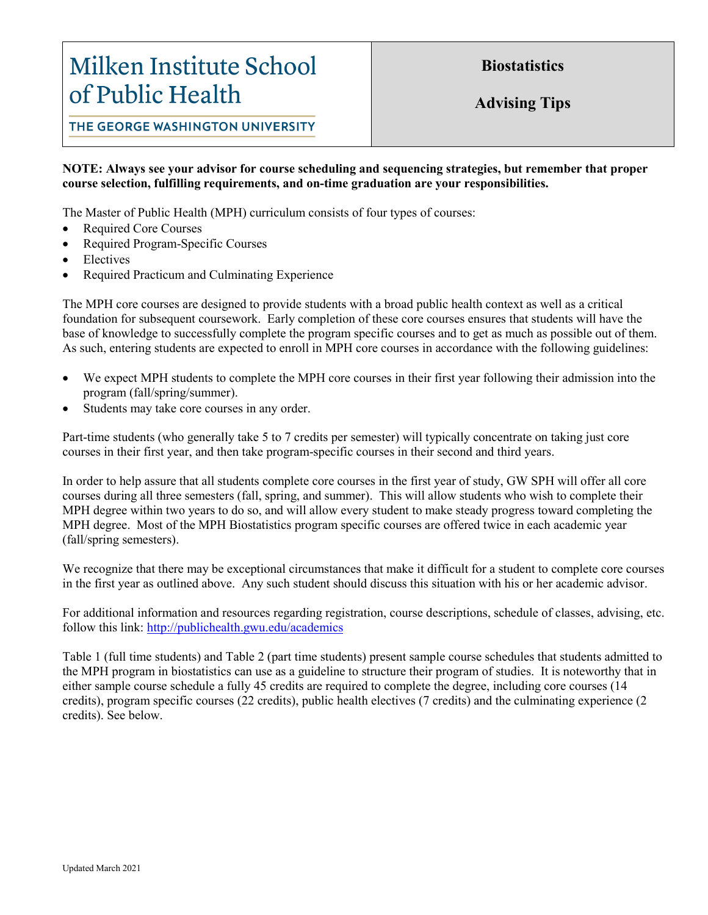# Milken Institute School of Public Health

THE GEORGE WASHINGTON UNIVERSITY

**Biostatistics**

**Advising Tips**

**NOTE: Always see your advisor for course scheduling and sequencing strategies, but remember that proper course selection, fulfilling requirements, and on-time graduation are your responsibilities.**

The Master of Public Health (MPH) curriculum consists of four types of courses:

- Required Core Courses
- Required Program-Specific Courses
- Electives
- Required Practicum and Culminating Experience

The MPH core courses are designed to provide students with a broad public health context as well as a critical foundation for subsequent coursework. Early completion of these core courses ensures that students will have the base of knowledge to successfully complete the program specific courses and to get as much as possible out of them. As such, entering students are expected to enroll in MPH core courses in accordance with the following guidelines:

- We expect MPH students to complete the MPH core courses in their first year following their admission into the program (fall/spring/summer).
- Students may take core courses in any order.

Part-time students (who generally take 5 to 7 credits per semester) will typically concentrate on taking just core courses in their first year, and then take program-specific courses in their second and third years.

In order to help assure that all students complete core courses in the first year of study, GW SPH will offer all core courses during all three semesters (fall, spring, and summer). This will allow students who wish to complete their MPH degree within two years to do so, and will allow every student to make steady progress toward completing the MPH degree. Most of the MPH Biostatistics program specific courses are offered twice in each academic year (fall/spring semesters).

We recognize that there may be exceptional circumstances that make it difficult for a student to complete core courses in the first year as outlined above. Any such student should discuss this situation with his or her academic advisor.

For additional information and resources regarding registration, course descriptions, schedule of classes, advising, etc. follow this link: http://publichealth.gwu.edu/academics

Table 1 (full time students) and Table 2 (part time students) present sample course schedules that students admitted to the MPH program in biostatistics can use as a guideline to structure their program of studies. It is noteworthy that in either sample course schedule a fully 45 credits are required to complete the degree, including core courses (14 credits), program specific courses (22 credits), public health electives (7 credits) and the culminating experience (2 credits). See below.

Updated March 2021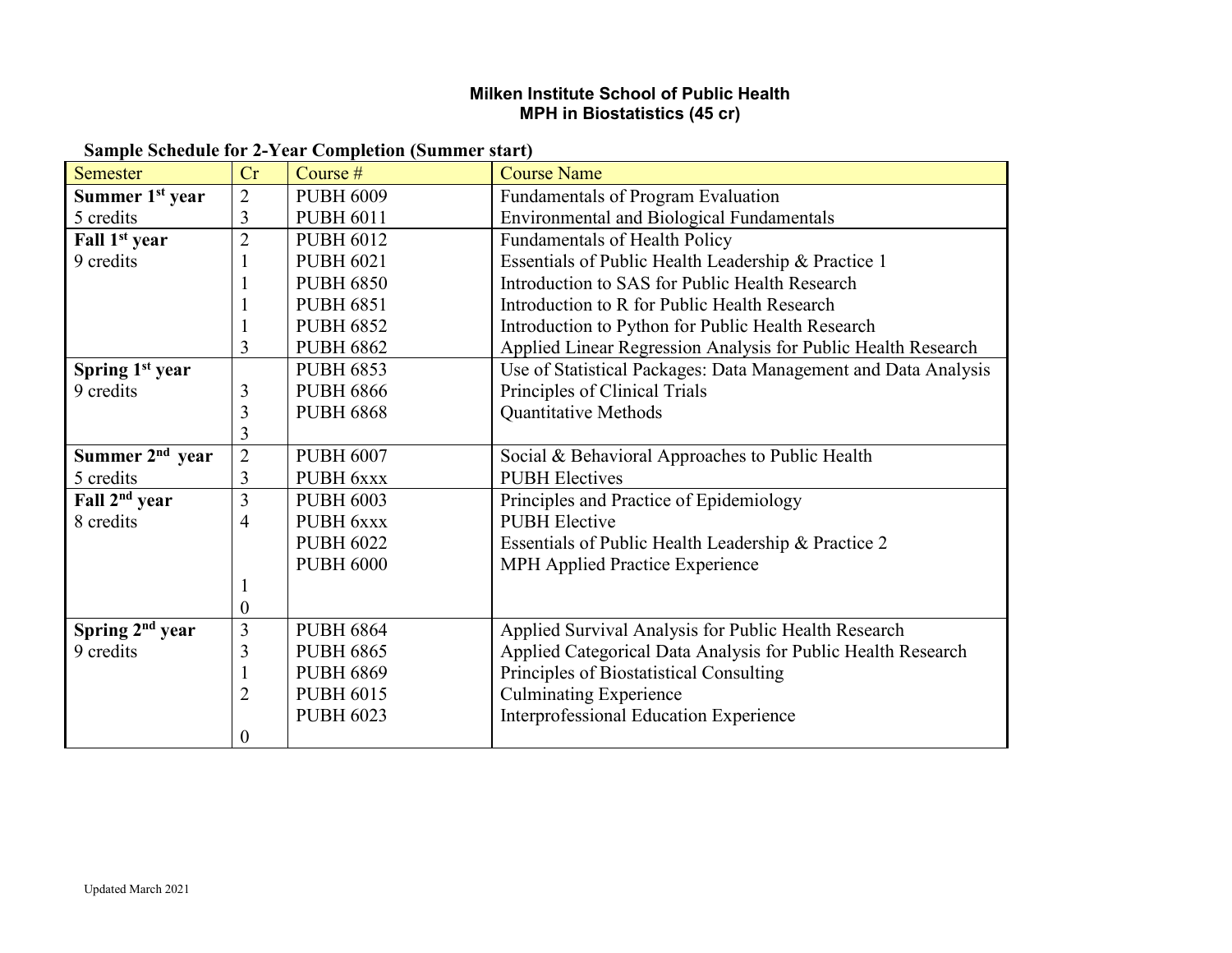**Milken Institute School of Public Health**
**MPH in Biostatistics (45 cr)**

**Sample Schedule for 2-Year Completion (Summer start)**

| Semester | Cr | Course # | Course Name |
|---|---|---|---|
| **Summer 1st year** | 2 | PUBH 6009 | Fundamentals of Program Evaluation |
| 5 credits | 3 | PUBH 6011 | Environmental and Biological Fundamentals |
| **Fall 1st year** | 2 | PUBH 6012 | Fundamentals of Health Policy |
| 9 credits | 1 | PUBH 6021 | Essentials of Public Health Leadership & Practice 1 |
| | 1 | PUBH 6850 | Introduction to SAS for Public Health Research |
| | 1 | PUBH 6851 | Introduction to R for Public Health Research |
| | 1 | PUBH 6852 | Introduction to Python for Public Health Research |
| | 3 | PUBH 6862 | Applied Linear Regression Analysis for Public Health Research |
| **Spring 1st year** | | PUBH 6853 | Use of Statistical Packages: Data Management and Data Analysis |
| 9 credits | 3 | PUBH 6866 | Principles of Clinical Trials |
| | 3 | PUBH 6868 | Quantitative Methods |
| | 3 | | |
| **Summer 2nd year** | 2 | PUBH 6007 | Social & Behavioral Approaches to Public Health |
| 5 credits | 3 | PUBH 6xxx | PUBH Electives |
| **Fall 2nd year** | 3 | PUBH 6003 | Principles and Practice of Epidemiology |
| 8 credits | 4 | PUBH 6xxx | PUBH Elective |
| | | PUBH 6022 | Essentials of Public Health Leadership & Practice 2 |
| | | PUBH 6000 | MPH Applied Practice Experience |
| | 1 | | |
| | 0 | | |
| **Spring 2nd year** | 3 | PUBH 6864 | Applied Survival Analysis for Public Health Research |
| 9 credits | 3 | PUBH 6865 | Applied Categorical Data Analysis for Public Health Research |
| | 1 | PUBH 6869 | Principles of Biostatistical Consulting |
| | 2 | PUBH 6015 | Culminating Experience |
| | | PUBH 6023 | Interprofessional Education Experience |
| | 0 | | |

Updated March 2021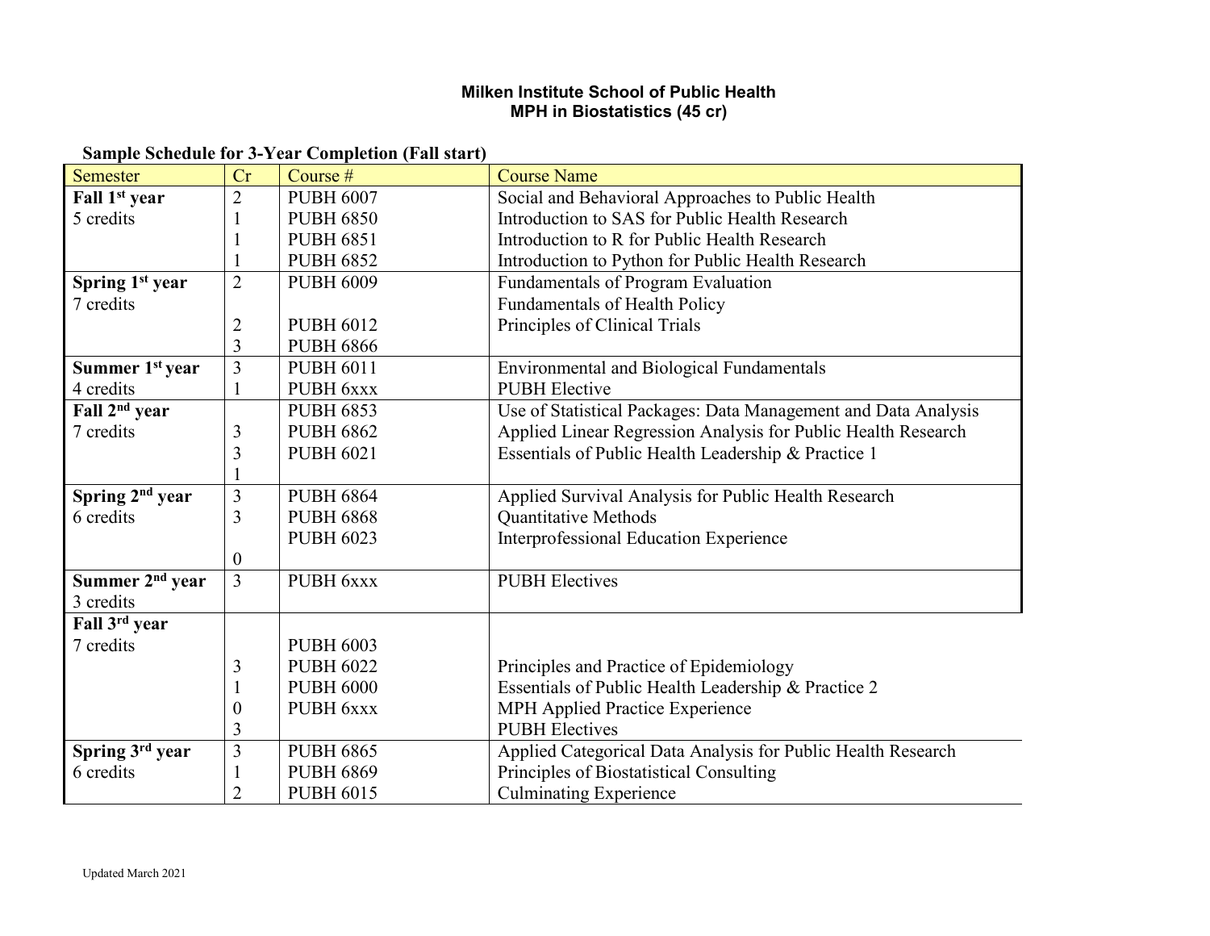**Milken Institute School of Public Health**
**MPH in Biostatistics (45 cr)**

**Sample Schedule for 3-Year Completion (Fall start)**

| Semester | Cr | Course # | Course Name |
|---|---|---|---|
| **Fall 1st year** | 2 | PUBH 6007 | Social and Behavioral Approaches to Public Health |
| 5 credits | 1 | PUBH 6850 | Introduction to SAS for Public Health Research |
| | 1 | PUBH 6851 | Introduction to R for Public Health Research |
| | 1 | PUBH 6852 | Introduction to Python for Public Health Research |
| **Spring 1st year** | 2 | PUBH 6009 | Fundamentals of Program Evaluation |
| 7 credits | | | Fundamentals of Health Policy |
| | 2 | PUBH 6012 | Principles of Clinical Trials |
| | 3 | PUBH 6866 | |
| **Summer 1st year** | 3 | PUBH 6011 | Environmental and Biological Fundamentals |
| 4 credits | 1 | PUBH 6xxx | PUBH Elective |
| **Fall 2nd year** | | PUBH 6853 | Use of Statistical Packages: Data Management and Data Analysis |
| 7 credits | 3 | PUBH 6862 | Applied Linear Regression Analysis for Public Health Research |
| | 3 | PUBH 6021 | Essentials of Public Health Leadership & Practice 1 |
| | 1 | | |
| **Spring 2nd year** | 3 | PUBH 6864 | Applied Survival Analysis for Public Health Research |
| 6 credits | 3 | PUBH 6868 | Quantitative Methods |
| | | PUBH 6023 | Interprofessional Education Experience |
| | 0 | | |
| **Summer 2nd year** | 3 | PUBH 6xxx | PUBH Electives |
| 3 credits | | | |
| **Fall 3rd year** | | | |
| 7 credits | | PUBH 6003 | |
| | 3 | PUBH 6022 | Principles and Practice of Epidemiology |
| | 1 | PUBH 6000 | Essentials of Public Health Leadership & Practice 2 |
| | 0 | PUBH 6xxx | MPH Applied Practice Experience |
| | 3 | | PUBH Electives |
| **Spring 3rd year** | 3 | PUBH 6865 | Applied Categorical Data Analysis for Public Health Research |
| 6 credits | 1 | PUBH 6869 | Principles of Biostatistical Consulting |
| | 2 | PUBH 6015 | Culminating Experience |

Updated March 2021